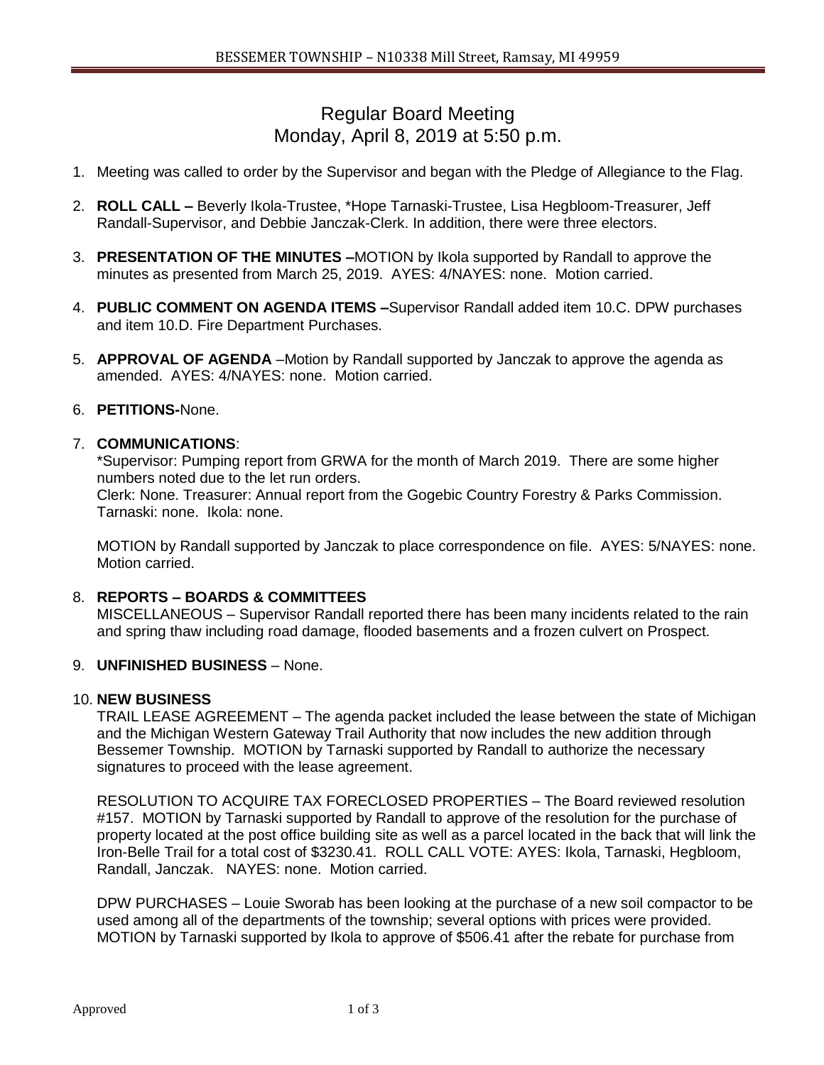# Regular Board Meeting
## Monday, April 8, 2019 at 5:50 p.m.

1. Meeting was called to order by the Supervisor and began with the Pledge of Allegiance to the Flag.

2. **ROLL CALL –** Beverly Ikola-Trustee, *Hope Tarnaski-Trustee, Lisa Hegbloom-Treasurer, Jeff Randall-Supervisor, and Debbie Janczak-Clerk. In addition, there were three electors.

3. **PRESENTATION OF THE MINUTES –**MOTION by Ikola supported by Randall to approve the minutes as presented from March 25, 2019. AYES: 4/NAYES: none. Motion carried.

4. **PUBLIC COMMENT ON AGENDA ITEMS –**Supervisor Randall added item 10.C. DPW purchases and item 10.D. Fire Department Purchases.

5. **APPROVAL OF AGENDA** –Motion by Randall supported by Janczak to approve the agenda as amended. AYES: 4/NAYES: none. Motion carried.

6. **PETITIONS-**None.

7. **COMMUNICATIONS**:

   *Supervisor: Pumping report from GRWA for the month of March 2019. There are some higher numbers noted due to the let run orders.
   Clerk: None. Treasurer: Annual report from the Gogebic Country Forestry & Parks Commission. Tarnaski: none. Ikola: none.

   MOTION by Randall supported by Janczak to place correspondence on file. AYES: 5/NAYES: none. Motion carried.

8. **REPORTS – BOARDS & COMMITTEES**

   MISCELLANEOUS – Supervisor Randall reported there has been many incidents related to the rain and spring thaw including road damage, flooded basements and a frozen culvert on Prospect.

9. **UNFINISHED BUSINESS** – None.

10. **NEW BUSINESS**

    TRAIL LEASE AGREEMENT – The agenda packet included the lease between the state of Michigan and the Michigan Western Gateway Trail Authority that now includes the new addition through Bessemer Township. MOTION by Tarnaski supported by Randall to authorize the necessary signatures to proceed with the lease agreement.

    RESOLUTION TO ACQUIRE TAX FORECLOSED PROPERTIES – The Board reviewed resolution #157. MOTION by Tarnaski supported by Randall to approve of the resolution for the purchase of property located at the post office building site as well as a parcel located in the back that will link the Iron-Belle Trail for a total cost of $3230.41. ROLL CALL VOTE: AYES: Ikola, Tarnaski, Hegbloom, Randall, Janczak. NAYES: none. Motion carried.

    DPW PURCHASES – Louie Sworab has been looking at the purchase of a new soil compactor to be used among all of the departments of the township; several options with prices were provided. MOTION by Tarnaski supported by Ikola to approve of $506.41 after the rebate for purchase from

Approved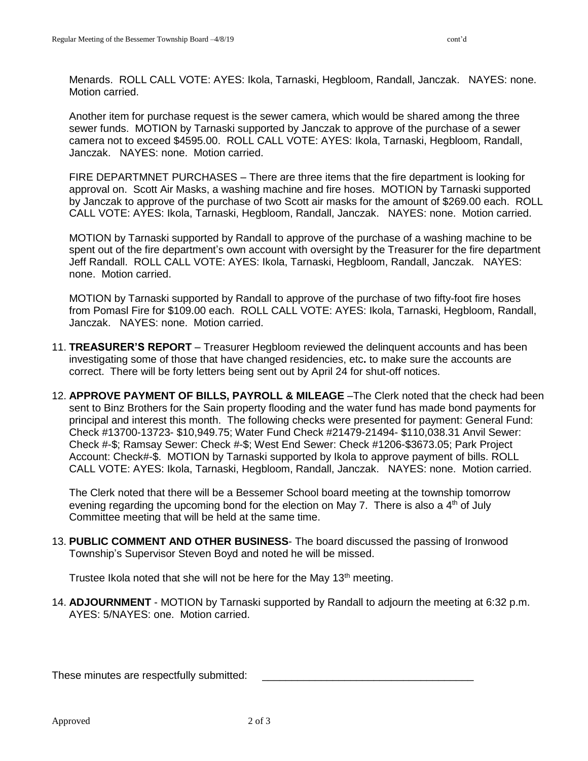Menards. ROLL CALL VOTE: AYES: Ikola, Tarnaski, Hegbloom, Randall, Janczak. NAYES: none. Motion carried.

Another item for purchase request is the sewer camera, which would be shared among the three sewer funds. MOTION by Tarnaski supported by Janczak to approve of the purchase of a sewer camera not to exceed $4595.00. ROLL CALL VOTE: AYES: Ikola, Tarnaski, Hegbloom, Randall, Janczak. NAYES: none. Motion carried.

FIRE DEPARTMNET PURCHASES – There are three items that the fire department is looking for approval on. Scott Air Masks, a washing machine and fire hoses. MOTION by Tarnaski supported by Janczak to approve of the purchase of two Scott air masks for the amount of $269.00 each. ROLL CALL VOTE: AYES: Ikola, Tarnaski, Hegbloom, Randall, Janczak. NAYES: none. Motion carried.

MOTION by Tarnaski supported by Randall to approve of the purchase of a washing machine to be spent out of the fire department's own account with oversight by the Treasurer for the fire department Jeff Randall. ROLL CALL VOTE: AYES: Ikola, Tarnaski, Hegbloom, Randall, Janczak. NAYES: none. Motion carried.

MOTION by Tarnaski supported by Randall to approve of the purchase of two fifty-foot fire hoses from Pomasl Fire for $109.00 each. ROLL CALL VOTE: AYES: Ikola, Tarnaski, Hegbloom, Randall, Janczak. NAYES: none. Motion carried.

11. **TREASURER'S REPORT** – Treasurer Hegbloom reviewed the delinquent accounts and has been investigating some of those that have changed residencies, etc**.** to make sure the accounts are correct. There will be forty letters being sent out by April 24 for shut-off notices.

12. **APPROVE PAYMENT OF BILLS, PAYROLL & MILEAGE** –The Clerk noted that the check had been sent to Binz Brothers for the Sain property flooding and the water fund has made bond payments for principal and interest this month. The following checks were presented for payment: General Fund: Check #13700-13723- $10,949.75; Water Fund Check #21479-21494- $110,038.31 Anvil Sewer: Check #-$; Ramsay Sewer: Check #-$; West End Sewer: Check #1206-$3673.05; Park Project Account: Check#-$. MOTION by Tarnaski supported by Ikola to approve payment of bills. ROLL CALL VOTE: AYES: Ikola, Tarnaski, Hegbloom, Randall, Janczak. NAYES: none. Motion carried.

    The Clerk noted that there will be a Bessemer School board meeting at the township tomorrow evening regarding the upcoming bond for the election on May 7. There is also a 4th of July Committee meeting that will be held at the same time.

13. **PUBLIC COMMENT AND OTHER BUSINESS**- The board discussed the passing of Ironwood Township's Supervisor Steven Boyd and noted he will be missed.

    Trustee Ikola noted that she will not be here for the May 13th meeting.

14. **ADJOURNMENT** - MOTION by Tarnaski supported by Randall to adjourn the meeting at 6:32 p.m. AYES: 5/NAYES: one. Motion carried.

These minutes are respectfully submitted: \_\_\_\_\_\_\_\_\_\_\_\_\_\_\_\_\_\_\_\_\_\_\_\_\_\_\_\_\_\_\_\_\_\_\_\_\_\_

Approved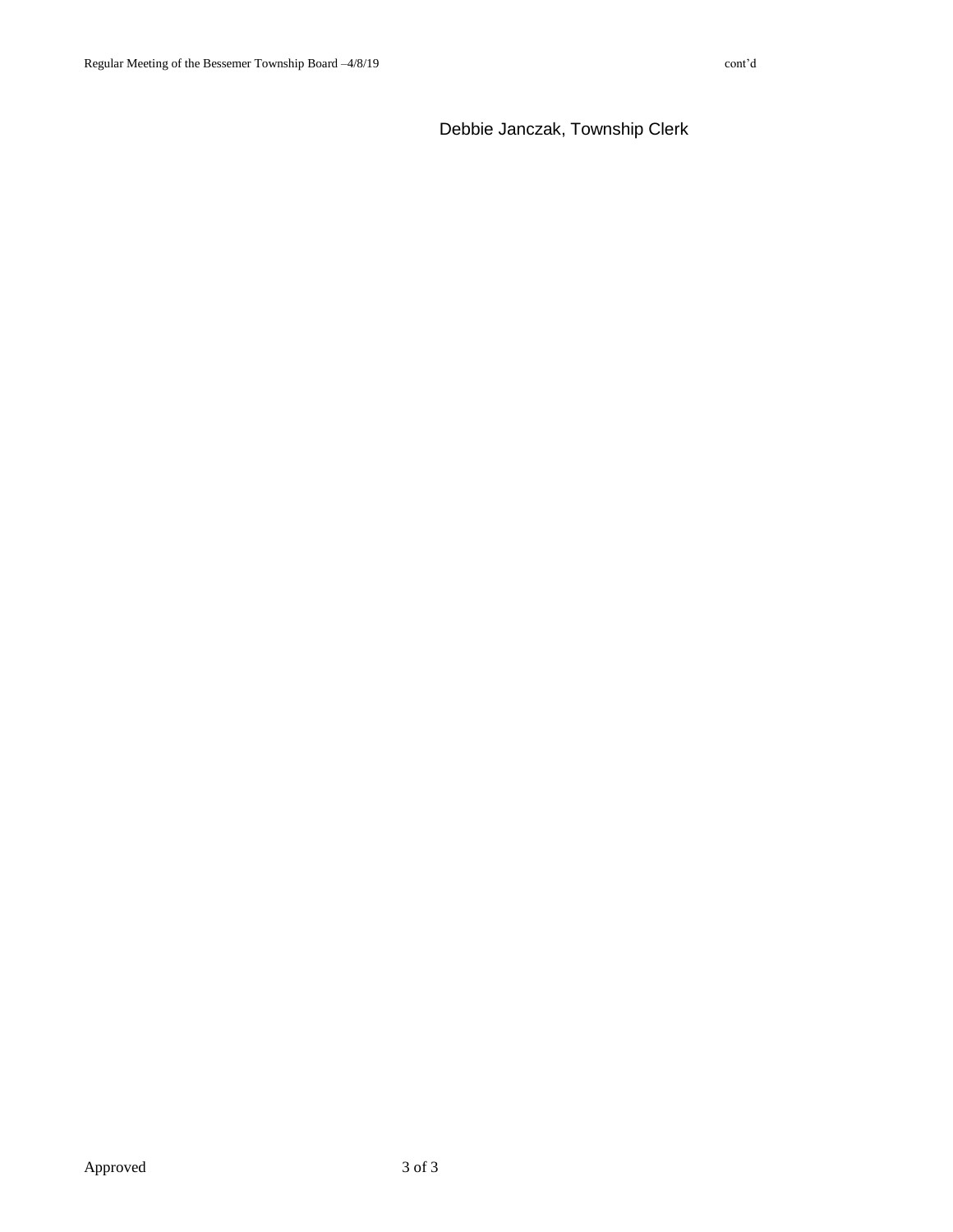Debbie Janczak, Township Clerk

Approved